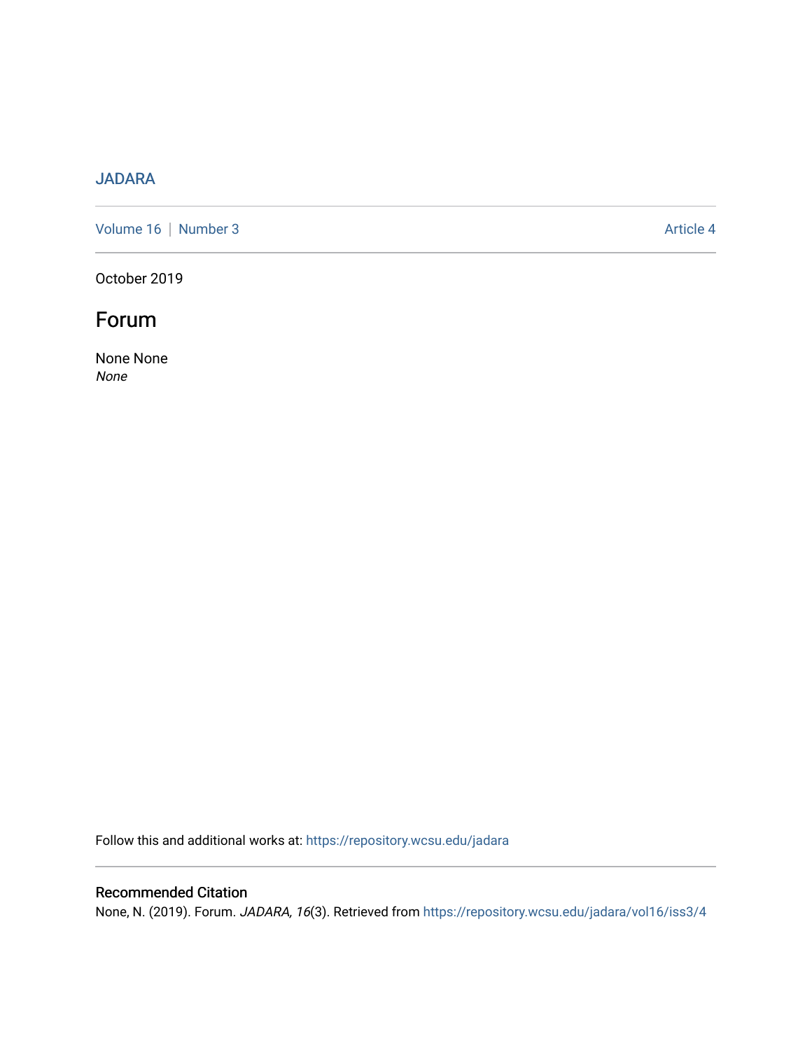JADARA

Volume 16 | Number 3 Article 4

October 2019

# Forum

None None
*None*

Follow this and additional works at: https://repository.wcsu.edu/jadara

## Recommended Citation

None, N. (2019). Forum. *JADARA, 16*(3). Retrieved from https://repository.wcsu.edu/jadara/vol16/iss3/4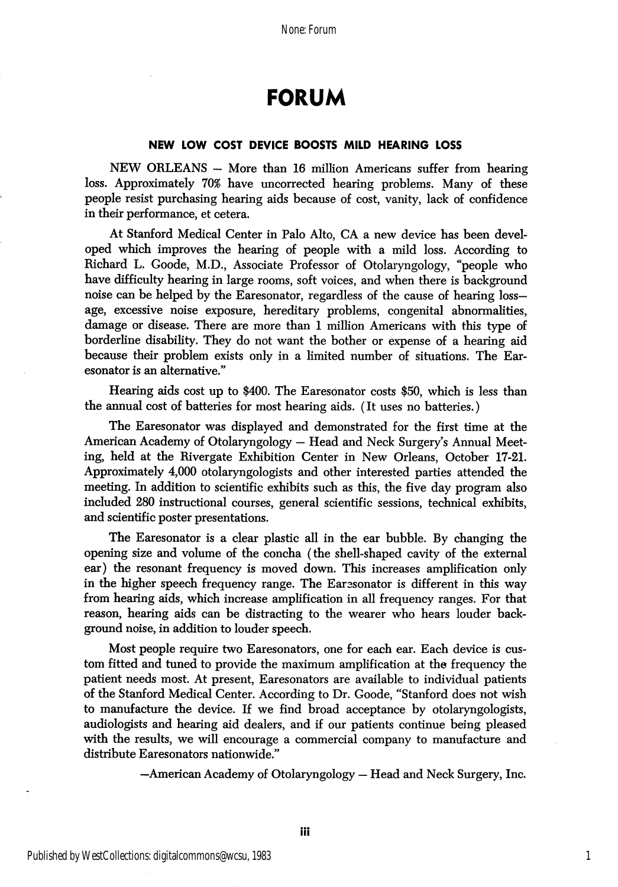# FORUM

### NEW LOW COST DEVICE BOOSTS MILD HEARING LOSS

NEW ORLEANS — More than 16 million Americans suffer from hearing loss. Approximately 70% have uncorrected hearing problems. Many of these people resist purchasing hearing aids because of cost, vanity, lack of confidence in their performance, et cetera.

At Stanford Medical Center in Palo Alto, CA a new device has been developed which improves the hearing of people with a mild loss. According to Richard L. Goode, M.D., Associate Professor of Otolaryngology, "people who have difficulty hearing in large rooms, soft voices, and when there is background noise can be helped by the Earesonator, regardless of the cause of hearing loss—age, excessive noise exposure, hereditary problems, congenital abnormalities, damage or disease. There are more than 1 million Americans with this type of borderline disability. They do not want the bother or expense of a hearing aid because their problem exists only in a limited number of situations. The Earesonator is an alternative."

Hearing aids cost up to $400. The Earesonator costs $50, which is less than the annual cost of batteries for most hearing aids. (It uses no batteries.)

The Earesonator was displayed and demonstrated for the first time at the American Academy of Otolaryngology — Head and Neck Surgery's Annual Meeting, held at the Rivergate Exhibition Center in New Orleans, October 17-21. Approximately 4,000 otolaryngologists and other interested parties attended the meeting. In addition to scientific exhibits such as this, the five day program also included 280 instructional courses, general scientific sessions, technical exhibits, and scientific poster presentations.

The Earesonator is a clear plastic all in the ear bubble. By changing the opening size and volume of the concha (the shell-shaped cavity of the external ear) the resonant frequency is moved down. This increases amplification only in the higher speech frequency range. The Earesonator is different in this way from hearing aids, which increase amplification in all frequency ranges. For that reason, hearing aids can be distracting to the wearer who hears louder background noise, in addition to louder speech.

Most people require two Earesonators, one for each ear. Each device is custom fitted and tuned to provide the maximum amplification at the frequency the patient needs most. At present, Earesonators are available to individual patients of the Stanford Medical Center. According to Dr. Goode, "Stanford does not wish to manufacture the device. If we find broad acceptance by otolaryngologists, audiologists and hearing aid dealers, and if our patients continue being pleased with the results, we will encourage a commercial company to manufacture and distribute Earesonators nationwide."

—American Academy of Otolaryngology — Head and Neck Surgery, Inc.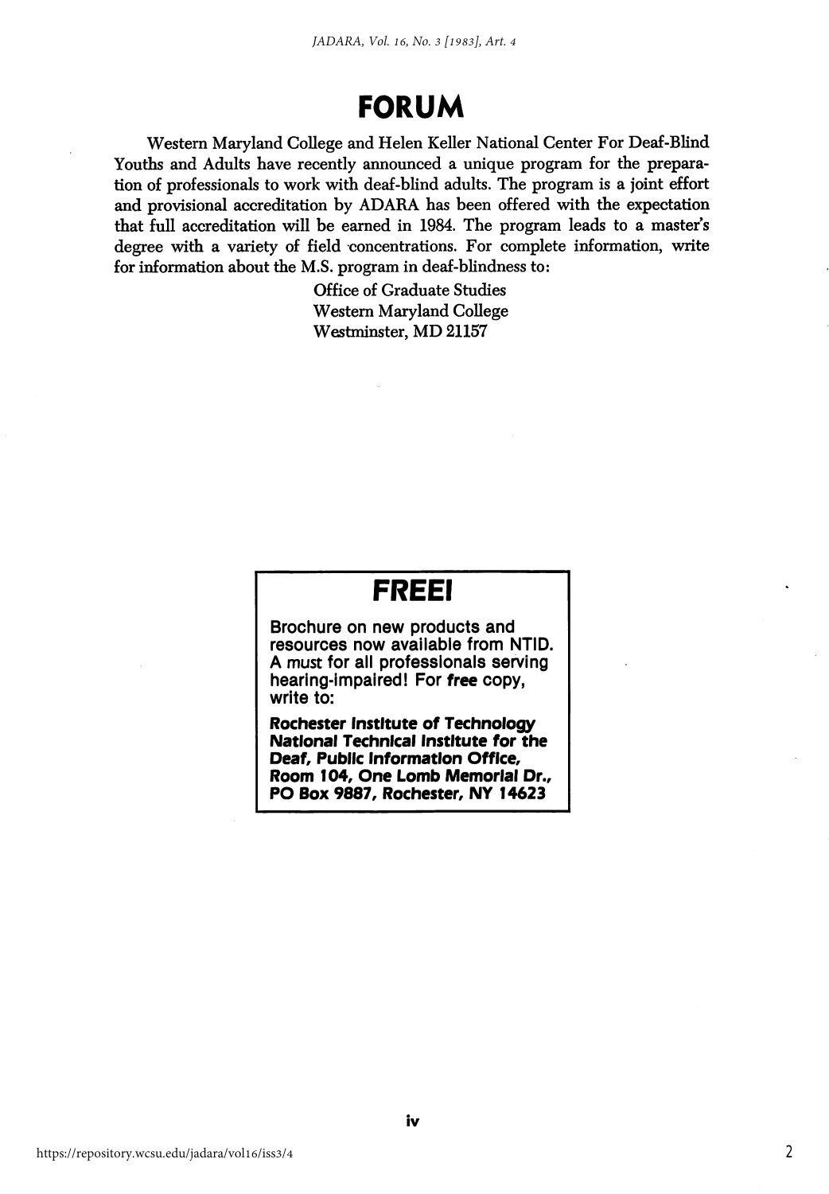# FORUM

Western Maryland College and Helen Keller National Center For Deaf-Blind Youths and Adults have recently announced a unique program for the preparation of professionals to work with deaf-blind adults. The program is a joint effort and provisional accreditation by ADARA has been offered with the expectation that full accreditation will be earned in 1984. The program leads to a master's degree with a variety of field concentrations. For complete information, write for information about the M.S. program in deaf-blindness to:

Office of Graduate Studies
Western Maryland College
Westminster, MD 21157

## FREE!

Brochure on new products and resources now available from NTID. A *must* for all professionals serving hearing-impaired! For **free** copy, write to:

**Rochester Institute of Technology National Technical Institute for the Deaf, Public Information Office, Room 104, One Lomb Memorial Dr., PO Box 9887, Rochester, NY 14623**